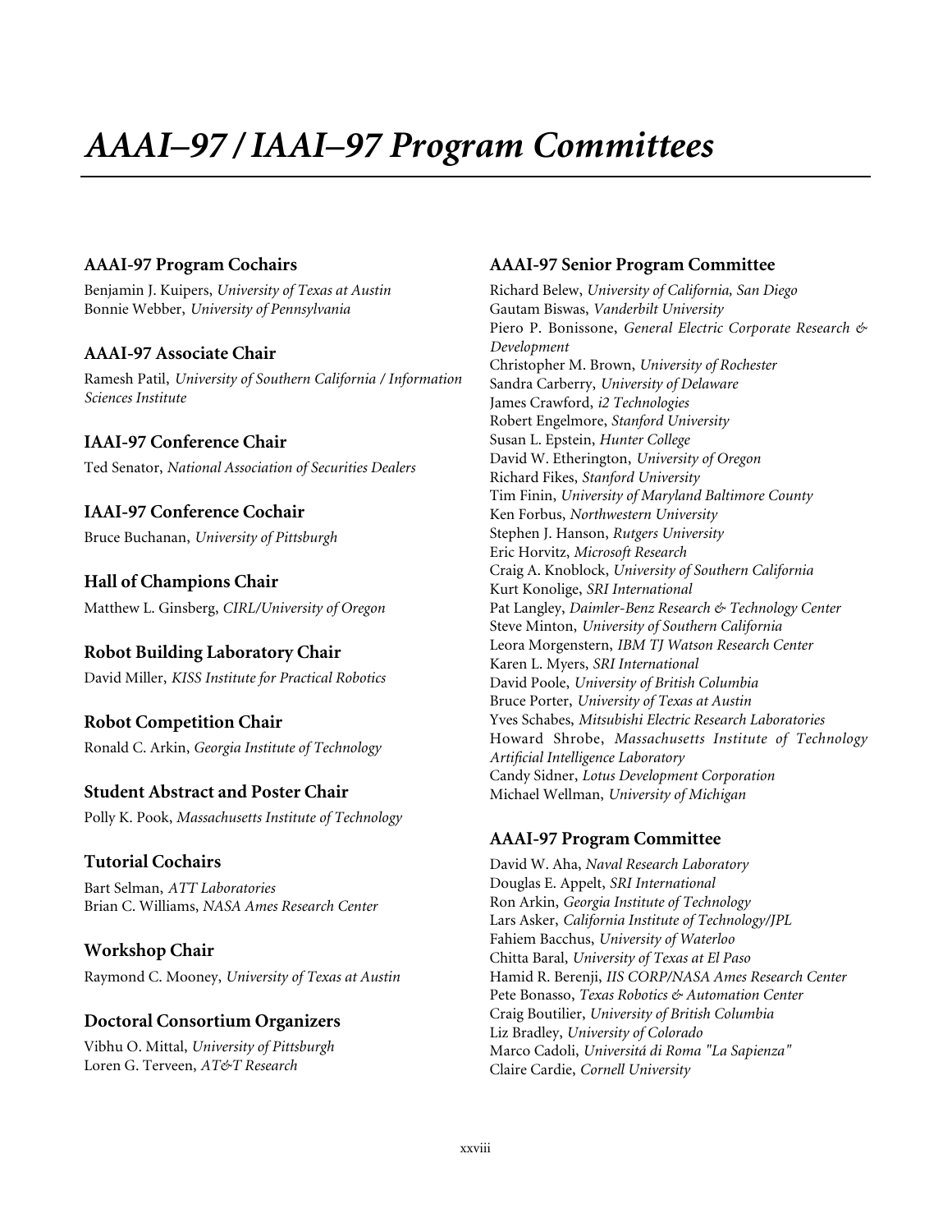# *AAAI–97 / IAAI–97 Program Committees*

### AAAI-97 Program Cochairs

Benjamin J. Kuipers, *University of Texas at Austin*
Bonnie Webber, *University of Pennsylvania*

### AAAI-97 Associate Chair

Ramesh Patil, *University of Southern California / Information Sciences Institute*

### IAAI-97 Conference Chair

Ted Senator, *National Association of Securities Dealers*

### IAAI-97 Conference Cochair

Bruce Buchanan, *University of Pittsburgh*

### Hall of Champions Chair

Matthew L. Ginsberg, *CIRL/University of Oregon*

### Robot Building Laboratory Chair

David Miller, *KISS Institute for Practical Robotics*

### Robot Competition Chair

Ronald C. Arkin, *Georgia Institute of Technology*

### Student Abstract and Poster Chair

Polly K. Pook, *Massachusetts Institute of Technology*

### Tutorial Cochairs

Bart Selman, *ATT Laboratories*
Brian C. Williams, *NASA Ames Research Center*

### Workshop Chair

Raymond C. Mooney, *University of Texas at Austin*

### Doctoral Consortium Organizers

Vibhu O. Mittal, *University of Pittsburgh*
Loren G. Terveen, *AT&T Research*

### AAAI-97 Senior Program Committee

Richard Belew, *University of California, San Diego*
Gautam Biswas, *Vanderbilt University*
Piero P. Bonissone, *General Electric Corporate Research & Development*
Christopher M. Brown, *University of Rochester*
Sandra Carberry, *University of Delaware*
James Crawford, *i2 Technologies*
Robert Engelmore, *Stanford University*
Susan L. Epstein, *Hunter College*
David W. Etherington, *University of Oregon*
Richard Fikes, *Stanford University*
Tim Finin, *University of Maryland Baltimore County*
Ken Forbus, *Northwestern University*
Stephen J. Hanson, *Rutgers University*
Eric Horvitz, *Microsoft Research*
Craig A. Knoblock, *University of Southern California*
Kurt Konolige, *SRI International*
Pat Langley, *Daimler-Benz Research & Technology Center*
Steve Minton, *University of Southern California*
Leora Morgenstern, *IBM TJ Watson Research Center*
Karen L. Myers, *SRI International*
David Poole, *University of British Columbia*
Bruce Porter, *University of Texas at Austin*
Yves Schabes, *Mitsubishi Electric Research Laboratories*
Howard Shrobe, *Massachusetts Institute of Technology Artificial Intelligence Laboratory*
Candy Sidner, *Lotus Development Corporation*
Michael Wellman, *University of Michigan*

### AAAI-97 Program Committee

David W. Aha, *Naval Research Laboratory*
Douglas E. Appelt, *SRI International*
Ron Arkin, *Georgia Institute of Technology*
Lars Asker, *California Institute of Technology/JPL*
Fahiem Bacchus, *University of Waterloo*
Chitta Baral, *University of Texas at El Paso*
Hamid R. Berenji, *IIS CORP/NASA Ames Research Center*
Pete Bonasso, *Texas Robotics & Automation Center*
Craig Boutilier, *University of British Columbia*
Liz Bradley, *University of Colorado*
Marco Cadoli, *Universitá di Roma "La Sapienza"*
Claire Cardie, *Cornell University*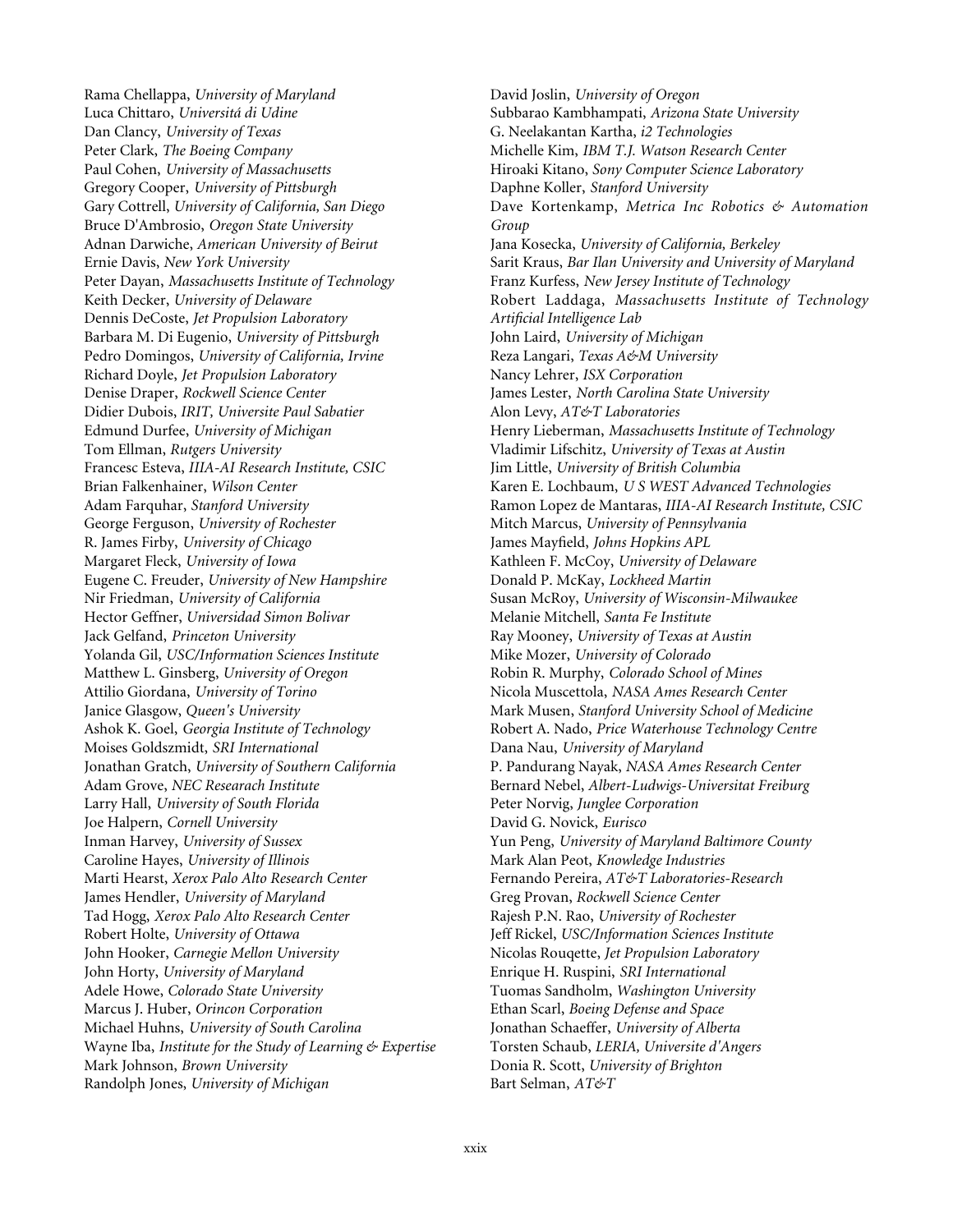Rama Chellappa, *University of Maryland*  
Luca Chittaro, *Universitá di Udine*  
Dan Clancy, *University of Texas*  
Peter Clark, *The Boeing Company*  
Paul Cohen, *University of Massachusetts*  
Gregory Cooper, *University of Pittsburgh*  
Gary Cottrell, *University of California, San Diego*  
Bruce D'Ambrosio, *Oregon State University*  
Adnan Darwiche, *American University of Beirut*  
Ernie Davis, *New York University*  
Peter Dayan, *Massachusetts Institute of Technology*  
Keith Decker, *University of Delaware*  
Dennis DeCoste, *Jet Propulsion Laboratory*  
Barbara M. Di Eugenio, *University of Pittsburgh*  
Pedro Domingos, *University of California, Irvine*  
Richard Doyle, *Jet Propulsion Laboratory*  
Denise Draper, *Rockwell Science Center*  
Didier Dubois, *IRIT, Universite Paul Sabatier*  
Edmund Durfee, *University of Michigan*  
Tom Ellman, *Rutgers University*  
Francesc Esteva, *IIIA-AI Research Institute, CSIC*  
Brian Falkenhainer, *Wilson Center*  
Adam Farquhar, *Stanford University*  
George Ferguson, *University of Rochester*  
R. James Firby, *University of Chicago*  
Margaret Fleck, *University of Iowa*  
Eugene C. Freuder, *University of New Hampshire*  
Nir Friedman, *University of California*  
Hector Geffner, *Universidad Simon Bolivar*  
Jack Gelfand, *Princeton University*  
Yolanda Gil, *USC/Information Sciences Institute*  
Matthew L. Ginsberg, *University of Oregon*  
Attilio Giordana, *University of Torino*  
Janice Glasgow, *Queen's University*  
Ashok K. Goel, *Georgia Institute of Technology*  
Moises Goldszmidt, *SRI International*  
Jonathan Gratch, *University of Southern California*  
Adam Grove, *NEC Researarch Institute*  
Larry Hall, *University of South Florida*  
Joe Halpern, *Cornell University*  
Inman Harvey, *University of Sussex*  
Caroline Hayes, *University of Illinois*  
Marti Hearst, *Xerox Palo Alto Research Center*  
James Hendler, *University of Maryland*  
Tad Hogg, *Xerox Palo Alto Research Center*  
Robert Holte, *University of Ottawa*  
John Hooker, *Carnegie Mellon University*  
John Horty, *University of Maryland*  
Adele Howe, *Colorado State University*  
Marcus J. Huber, *Orincon Corporation*  
Michael Huhns, *University of South Carolina*  
Wayne Iba, *Institute for the Study of Learning & Expertise*  
Mark Johnson, *Brown University*  
Randolph Jones, *University of Michigan*  
David Joslin, *University of Oregon*  
Subbarao Kambhampati, *Arizona State University*  
G. Neelakantan Kartha, *i2 Technologies*  
Michelle Kim, *IBM T.J. Watson Research Center*  
Hiroaki Kitano, *Sony Computer Science Laboratory*  
Daphne Koller, *Stanford University*  
Dave Kortenkamp, *Metrica Inc Robotics & Automation Group*  
Jana Kosecka, *University of California, Berkeley*  
Sarit Kraus, *Bar Ilan University and University of Maryland*  
Franz Kurfess, *New Jersey Institute of Technology*  
Robert Laddaga, *Massachusetts Institute of Technology Artificial Intelligence Lab*  
John Laird, *University of Michigan*  
Reza Langari, *Texas A&M University*  
Nancy Lehrer, *ISX Corporation*  
James Lester, *North Carolina State University*  
Alon Levy, *AT&T Laboratories*  
Henry Lieberman, *Massachusetts Institute of Technology*  
Vladimir Lifschitz, *University of Texas at Austin*  
Jim Little, *University of British Columbia*  
Karen E. Lochbaum, *U S WEST Advanced Technologies*  
Ramon Lopez de Mantaras, *IIIA-AI Research Institute, CSIC*  
Mitch Marcus, *University of Pennsylvania*  
James Mayfield, *Johns Hopkins APL*  
Kathleen F. McCoy, *University of Delaware*  
Donald P. McKay, *Lockheed Martin*  
Susan McRoy, *University of Wisconsin-Milwaukee*  
Melanie Mitchell, *Santa Fe Institute*  
Ray Mooney, *University of Texas at Austin*  
Mike Mozer, *University of Colorado*  
Robin R. Murphy, *Colorado School of Mines*  
Nicola Muscettola, *NASA Ames Research Center*  
Mark Musen, *Stanford University School of Medicine*  
Robert A. Nado, *Price Waterhouse Technology Centre*  
Dana Nau, *University of Maryland*  
P. Pandurang Nayak, *NASA Ames Research Center*  
Bernard Nebel, *Albert-Ludwigs-Universitat Freiburg*  
Peter Norvig, *Junglee Corporation*  
David G. Novick, *Eurisco*  
Yun Peng, *University of Maryland Baltimore County*  
Mark Alan Peot, *Knowledge Industries*  
Fernando Pereira, *AT&T Laboratories-Research*  
Greg Provan, *Rockwell Science Center*  
Rajesh P.N. Rao, *University of Rochester*  
Jeff Rickel, *USC/Information Sciences Institute*  
Nicolas Rouqette, *Jet Propulsion Laboratory*  
Enrique H. Ruspini, *SRI International*  
Tuomas Sandholm, *Washington University*  
Ethan Scarl, *Boeing Defense and Space*  
Jonathan Schaeffer, *University of Alberta*  
Torsten Schaub, *LERIA, Universite d'Angers*  
Donia R. Scott, *University of Brighton*  
Bart Selman, *AT&T*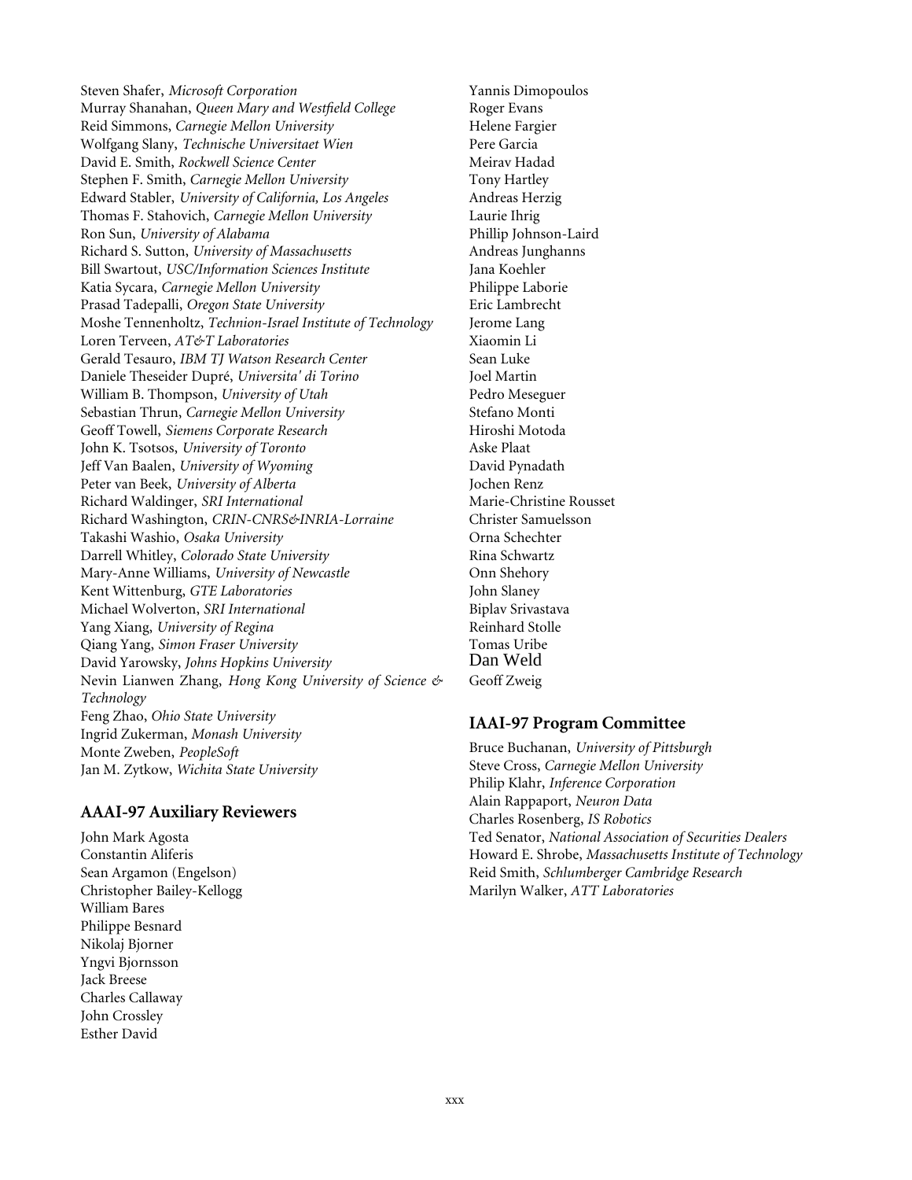Steven Shafer, *Microsoft Corporation*
Murray Shanahan, *Queen Mary and Westfield College*
Reid Simmons, *Carnegie Mellon University*
Wolfgang Slany, *Technische Universitaet Wien*
David E. Smith, *Rockwell Science Center*
Stephen F. Smith, *Carnegie Mellon University*
Edward Stabler, *University of California, Los Angeles*
Thomas F. Stahovich, *Carnegie Mellon University*
Ron Sun, *University of Alabama*
Richard S. Sutton, *University of Massachusetts*
Bill Swartout, *USC/Information Sciences Institute*
Katia Sycara, *Carnegie Mellon University*
Prasad Tadepalli, *Oregon State University*
Moshe Tennenholtz, *Technion-Israel Institute of Technology*
Loren Terveen, *AT&T Laboratories*
Gerald Tesauro, *IBM TJ Watson Research Center*
Daniele Theseider Dupré, *Universita' di Torino*
William B. Thompson, *University of Utah*
Sebastian Thrun, *Carnegie Mellon University*
Geoff Towell, *Siemens Corporate Research*
John K. Tsotsos, *University of Toronto*
Jeff Van Baalen, *University of Wyoming*
Peter van Beek, *University of Alberta*
Richard Waldinger, *SRI International*
Richard Washington, *CRIN-CNRS&INRIA-Lorraine*
Takashi Washio, *Osaka University*
Darrell Whitley, *Colorado State University*
Mary-Anne Williams, *University of Newcastle*
Kent Wittenburg, *GTE Laboratories*
Michael Wolverton, *SRI International*
Yang Xiang, *University of Regina*
Qiang Yang, *Simon Fraser University*
David Yarowsky, *Johns Hopkins University*
Nevin Lianwen Zhang, *Hong Kong University of Science & Technology*
Feng Zhao, *Ohio State University*
Ingrid Zukerman, *Monash University*
Monte Zweben, *PeopleSoft*
Jan M. Zytkow, *Wichita State University*

## AAAI-97 Auxiliary Reviewers

John Mark Agosta
Constantin Aliferis
Sean Argamon (Engelson)
Christopher Bailey-Kellogg
William Bares
Philippe Besnard
Nikolaj Bjorner
Yngvi Bjornsson
Jack Breese
Charles Callaway
John Crossley
Esther David
Yannis Dimopoulos
Roger Evans
Helene Fargier
Pere Garcia
Meirav Hadad
Tony Hartley
Andreas Herzig
Laurie Ihrig
Phillip Johnson-Laird
Andreas Junghanns
Jana Koehler
Philippe Laborie
Eric Lambrecht
Jerome Lang
Xiaomin Li
Sean Luke
Joel Martin
Pedro Meseguer
Stefano Monti
Hiroshi Motoda
Aske Plaat
David Pynadath
Jochen Renz
Marie-Christine Rousset
Christer Samuelsson
Orna Schechter
Rina Schwartz
Onn Shehory
John Slaney
Biplav Srivastava
Reinhard Stolle
Tomas Uribe
Dan Weld
Geoff Zweig

## IAAI-97 Program Committee

Bruce Buchanan, *University of Pittsburgh*
Steve Cross, *Carnegie Mellon University*
Philip Klahr, *Inference Corporation*
Alain Rappaport, *Neuron Data*
Charles Rosenberg, *IS Robotics*
Ted Senator, *National Association of Securities Dealers*
Howard E. Shrobe, *Massachusetts Institute of Technology*
Reid Smith, *Schlumberger Cambridge Research*
Marilyn Walker, *ATT Laboratories*